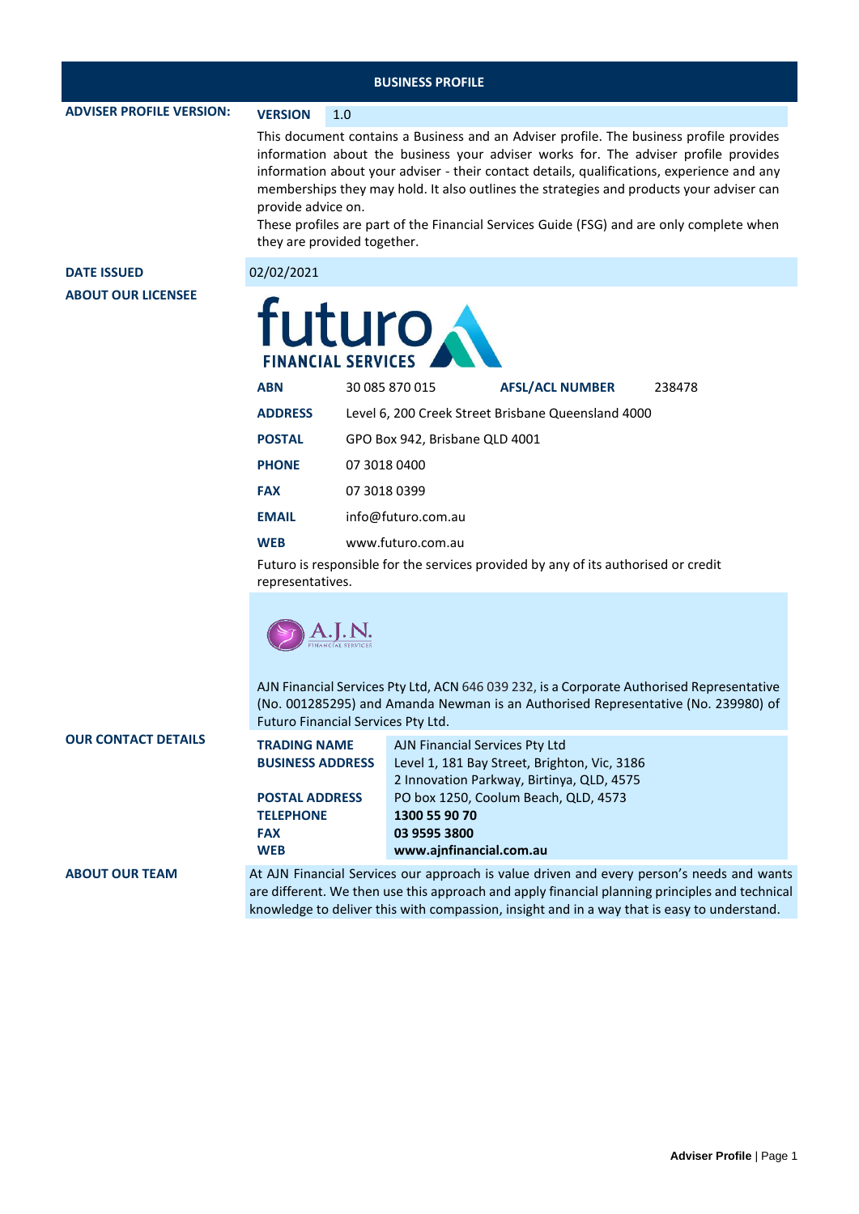# BUSINESS PROFILE

**ADVISER PROFILE VERSION:**

**VERSION** 1.0

This document contains a Business and an Adviser profile. The business profile provides information about the business your adviser works for. The adviser profile provides information about your adviser - their contact details, qualifications, experience and any memberships they may hold. It also outlines the strategies and products your adviser can provide advice on.

These profiles are part of the Financial Services Guide (FSG) and are only complete when they are provided together.

**DATE ISSUED** 02/02/2021

**ABOUT OUR LICENSEE**

futuro FINANCIAL SERVICES

| | | | |
|---|---|---|---|
| **ABN** | 30 085 870 015 | **AFSL/ACL NUMBER** | 238478 |
| **ADDRESS** | Level 6, 200 Creek Street Brisbane Queensland 4000 | | |
| **POSTAL** | GPO Box 942, Brisbane QLD 4001 | | |
| **PHONE** | 07 3018 0400 | | |
| **FAX** | 07 3018 0399 | | |
| **EMAIL** | info@futuro.com.au | | |
| **WEB** | www.futuro.com.au | | |

Futuro is responsible for the services provided by any of its authorised or credit representatives.

A.J.N. FINANCIAL SERVICES

AJN Financial Services Pty Ltd, ACN 646 039 232, is a Corporate Authorised Representative (No. 001285295) and Amanda Newman is an Authorised Representative (No. 239980) of Futuro Financial Services Pty Ltd.

**OUR CONTACT DETAILS**

| | |
|---|---|
| **TRADING NAME** | AJN Financial Services Pty Ltd |
| **BUSINESS ADDRESS** | Level 1, 181 Bay Street, Brighton, Vic, 3186<br>2 Innovation Parkway, Birtinya, QLD, 4575 |
| **POSTAL ADDRESS** | PO box 1250, Coolum Beach, QLD, 4573 |
| **TELEPHONE** | **1300 55 90 70** |
| **FAX** | **03 9595 3800** |
| **WEB** | **www.ajnfinancial.com.au** |

**ABOUT OUR TEAM**

At AJN Financial Services our approach is value driven and every person's needs and wants are different. We then use this approach and apply financial planning principles and technical knowledge to deliver this with compassion, insight and in a way that is easy to understand.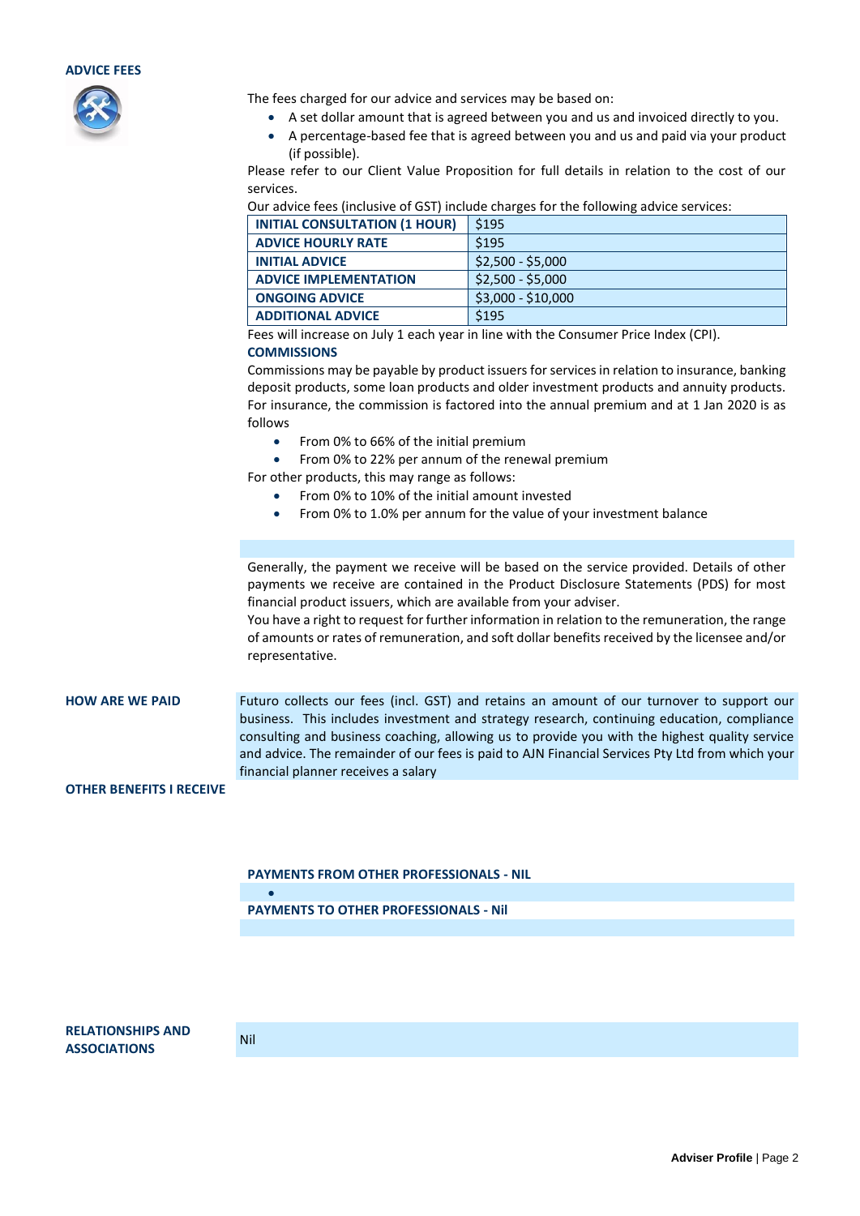## ADVICE FEES

The fees charged for our advice and services may be based on:

- A set dollar amount that is agreed between you and us and invoiced directly to you.
- A percentage-based fee that is agreed between you and us and paid via your product (if possible).

Please refer to our Client Value Proposition for full details in relation to the cost of our services.

Our advice fees (inclusive of GST) include charges for the following advice services:

| | |
|---|---|
| **INITIAL CONSULTATION (1 HOUR)** | $195 |
| **ADVICE HOURLY RATE** | $195 |
| **INITIAL ADVICE** | $2,500 - $5,000 |
| **ADVICE IMPLEMENTATION** | $2,500 - $5,000 |
| **ONGOING ADVICE** | $3,000 - $10,000 |
| **ADDITIONAL ADVICE** | $195 |

Fees will increase on July 1 each year in line with the Consumer Price Index (CPI).

**COMMISSIONS**

Commissions may be payable by product issuers for services in relation to insurance, banking deposit products, some loan products and older investment products and annuity products. For insurance, the commission is factored into the annual premium and at 1 Jan 2020 is as follows

- From 0% to 66% of the initial premium
- From 0% to 22% per annum of the renewal premium

For other products, this may range as follows:

- From 0% to 10% of the initial amount invested
- From 0% to 1.0% per annum for the value of your investment balance

Generally, the payment we receive will be based on the service provided. Details of other payments we receive are contained in the Product Disclosure Statements (PDS) for most financial product issuers, which are available from your adviser.

You have a right to request for further information in relation to the remuneration, the range of amounts or rates of remuneration, and soft dollar benefits received by the licensee and/or representative.

## HOW ARE WE PAID

Futuro collects our fees (incl. GST) and retains an amount of our turnover to support our business. This includes investment and strategy research, continuing education, compliance consulting and business coaching, allowing us to provide you with the highest quality service and advice. The remainder of our fees is paid to AJN Financial Services Pty Ltd from which your financial planner receives a salary

## OTHER BENEFITS I RECEIVE

**PAYMENTS FROM OTHER PROFESSIONALS - NIL**

**PAYMENTS TO OTHER PROFESSIONALS - Nil**

## RELATIONSHIPS AND ASSOCIATIONS

Nil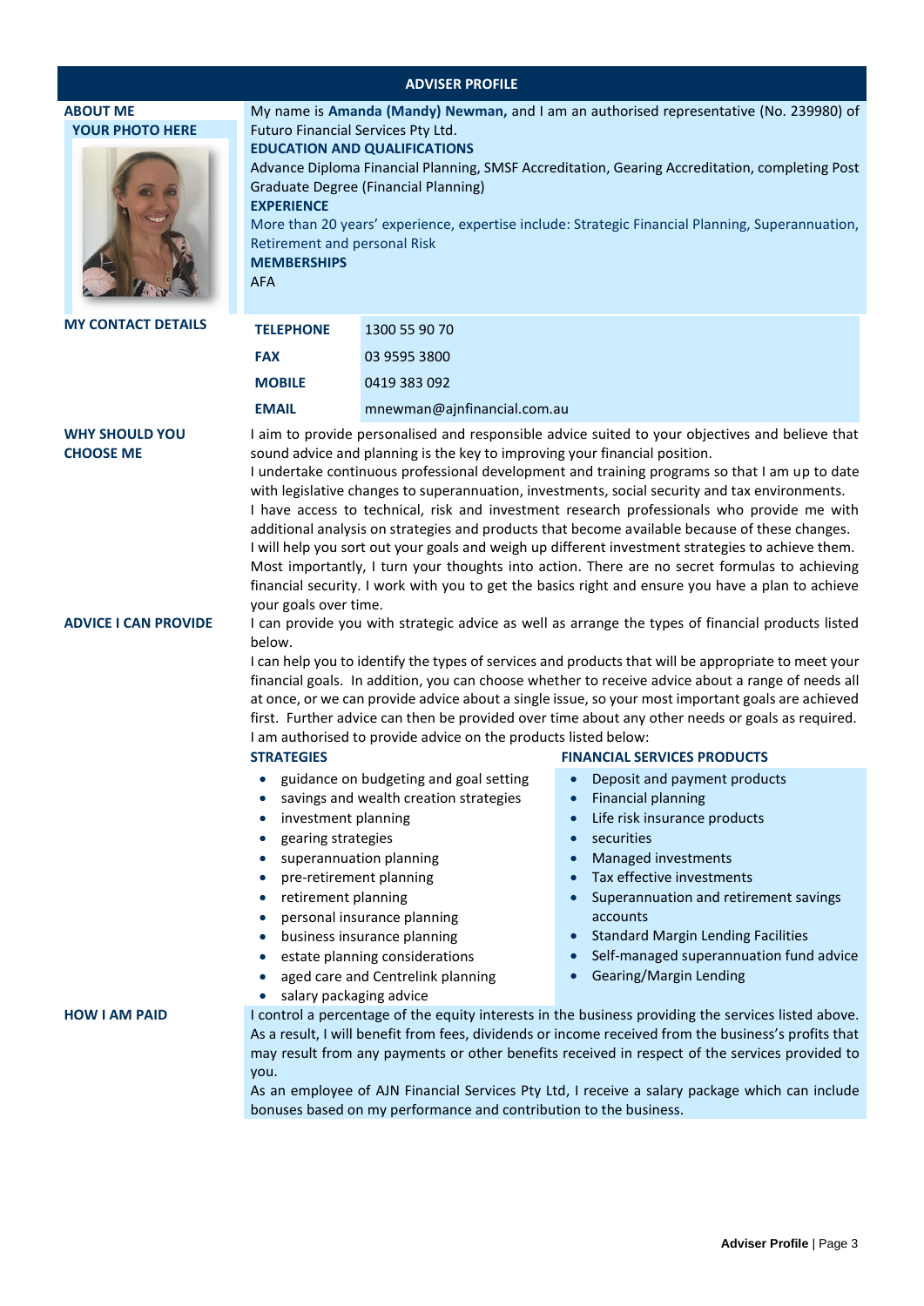# ADVISER PROFILE

## ABOUT ME

**YOUR PHOTO HERE**

My name is **Amanda (Mandy) Newman,** and I am an authorised representative (No. 239980) of Futuro Financial Services Pty Ltd.

**EDUCATION AND QUALIFICATIONS**

Advance Diploma Financial Planning, SMSF Accreditation, Gearing Accreditation, completing Post Graduate Degree (Financial Planning)

**EXPERIENCE**

More than 20 years' experience, expertise include: Strategic Financial Planning, Superannuation, Retirement and personal Risk

**MEMBERSHIPS**

AFA

## MY CONTACT DETAILS

| | |
|---|---|
| **TELEPHONE** | 1300 55 90 70 |
| **FAX** | 03 9595 3800 |
| **MOBILE** | 0419 383 092 |
| **EMAIL** | mnewman@ajnfinancial.com.au |

## WHY SHOULD YOU CHOOSE ME

I aim to provide personalised and responsible advice suited to your objectives and believe that sound advice and planning is the key to improving your financial position.

I undertake continuous professional development and training programs so that I am up to date with legislative changes to superannuation, investments, social security and tax environments.

I have access to technical, risk and investment research professionals who provide me with additional analysis on strategies and products that become available because of these changes.

I will help you sort out your goals and weigh up different investment strategies to achieve them. Most importantly, I turn your thoughts into action. There are no secret formulas to achieving financial security. I work with you to get the basics right and ensure you have a plan to achieve your goals over time.

## ADVICE I CAN PROVIDE

I can provide you with strategic advice as well as arrange the types of financial products listed below.

I can help you to identify the types of services and products that will be appropriate to meet your financial goals. In addition, you can choose whether to receive advice about a range of needs all at once, or we can provide advice about a single issue, so your most important goals are achieved first. Further advice can then be provided over time about any other needs or goals as required.

I am authorised to provide advice on the products listed below:

**STRATEGIES**

- guidance on budgeting and goal setting
- savings and wealth creation strategies
- investment planning
- gearing strategies
- superannuation planning
- pre-retirement planning
- retirement planning
- personal insurance planning
- business insurance planning
- estate planning considerations
- aged care and Centrelink planning
- salary packaging advice

**FINANCIAL SERVICES PRODUCTS**

- Deposit and payment products
- Financial planning
- Life risk insurance products
- securities
- Managed investments
- Tax effective investments
- Superannuation and retirement savings accounts
- Standard Margin Lending Facilities
- Self-managed superannuation fund advice
- Gearing/Margin Lending

## HOW I AM PAID

I control a percentage of the equity interests in the business providing the services listed above. As a result, I will benefit from fees, dividends or income received from the business's profits that may result from any payments or other benefits received in respect of the services provided to you.

As an employee of AJN Financial Services Pty Ltd, I receive a salary package which can include bonuses based on my performance and contribution to the business.